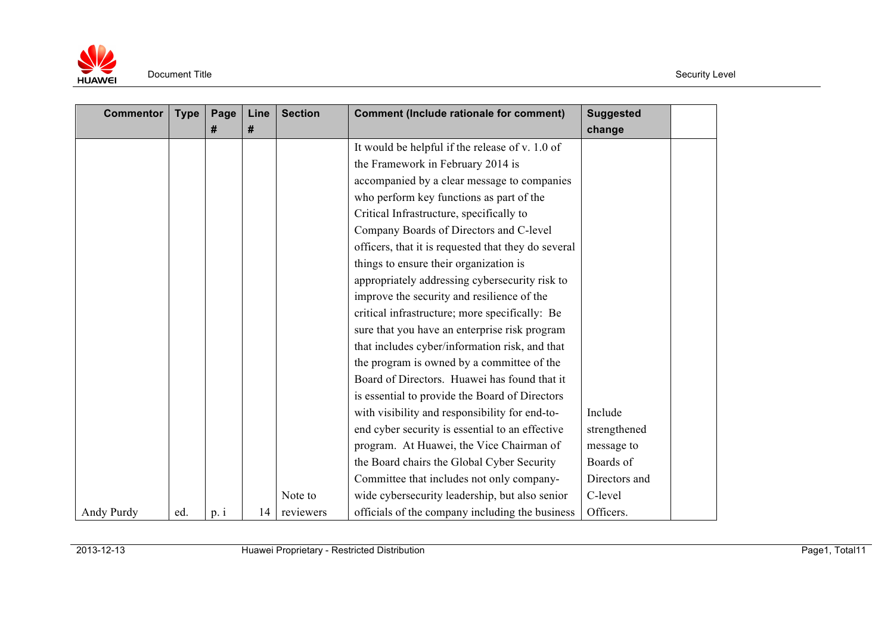| Commentor | Type | Page # | Line # | Section | Comment (Include rationale for comment) | Suggested change | |
|---|---|---|---|---|---|---|---|
| Andy Purdy | ed. | p. i | 14 | Note to reviewers | It would be helpful if the release of v. 1.0 of the Framework in February 2014 is accompanied by a clear message to companies who perform key functions as part of the Critical Infrastructure, specifically to Company Boards of Directors and C-level officers, that it is requested that they do several things to ensure their organization is appropriately addressing cybersecurity risk to improve the security and resilience of the critical infrastructure; more specifically: Be sure that you have an enterprise risk program that includes cyber/information risk, and that the program is owned by a committee of the Board of Directors. Huawei has found that it is essential to provide the Board of Directors with visibility and responsibility for end-to-end cyber security is essential to an effective program. At Huawei, the Vice Chairman of the Board chairs the Global Cyber Security Committee that includes not only company-wide cybersecurity leadership, but also senior officials of the company including the business | Include strengthened message to Boards of Directors and C-level Officers. | |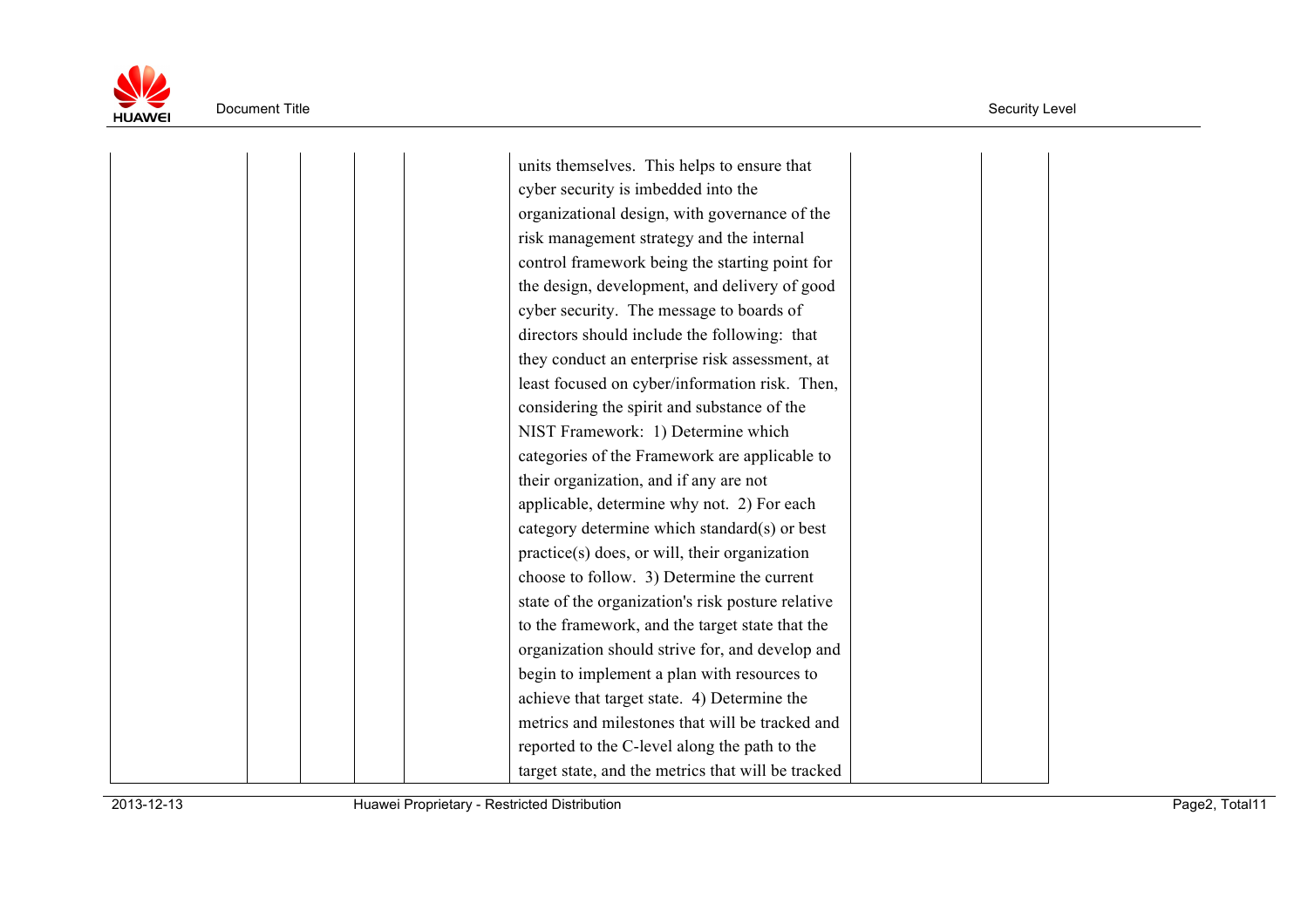|  |  |  |  |  | units themselves. This helps to ensure that cyber security is imbedded into the organizational design, with governance of the risk management strategy and the internal control framework being the starting point for the design, development, and delivery of good cyber security. The message to boards of directors should include the following: that they conduct an enterprise risk assessment, at least focused on cyber/information risk. Then, considering the spirit and substance of the NIST Framework: 1) Determine which categories of the Framework are applicable to their organization, and if any are not applicable, determine why not. 2) For each category determine which standard(s) or best practice(s) does, or will, their organization choose to follow. 3) Determine the current state of the organization's risk posture relative to the framework, and the target state that the organization should strive for, and develop and begin to implement a plan with resources to achieve that target state. 4) Determine the metrics and milestones that will be tracked and reported to the C-level along the path to the target state, and the metrics that will be tracked |  |  |
|---|---|---|---|---|---|---|---|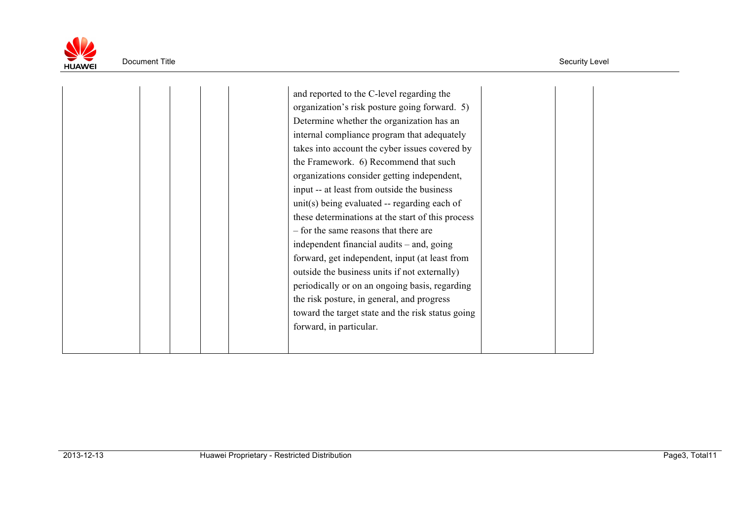|  |  |  |  |  | and reported to the C-level regarding the organization's risk posture going forward. 5) Determine whether the organization has an internal compliance program that adequately takes into account the cyber issues covered by the Framework. 6) Recommend that such organizations consider getting independent, input -- at least from outside the business unit(s) being evaluated -- regarding each of these determinations at the start of this process – for the same reasons that there are independent financial audits – and, going forward, get independent, input (at least from outside the business units if not externally) periodically or on an ongoing basis, regarding the risk posture, in general, and progress toward the target state and the risk status going forward, in particular. |  |  |
|---|---|---|---|---|---|---|---|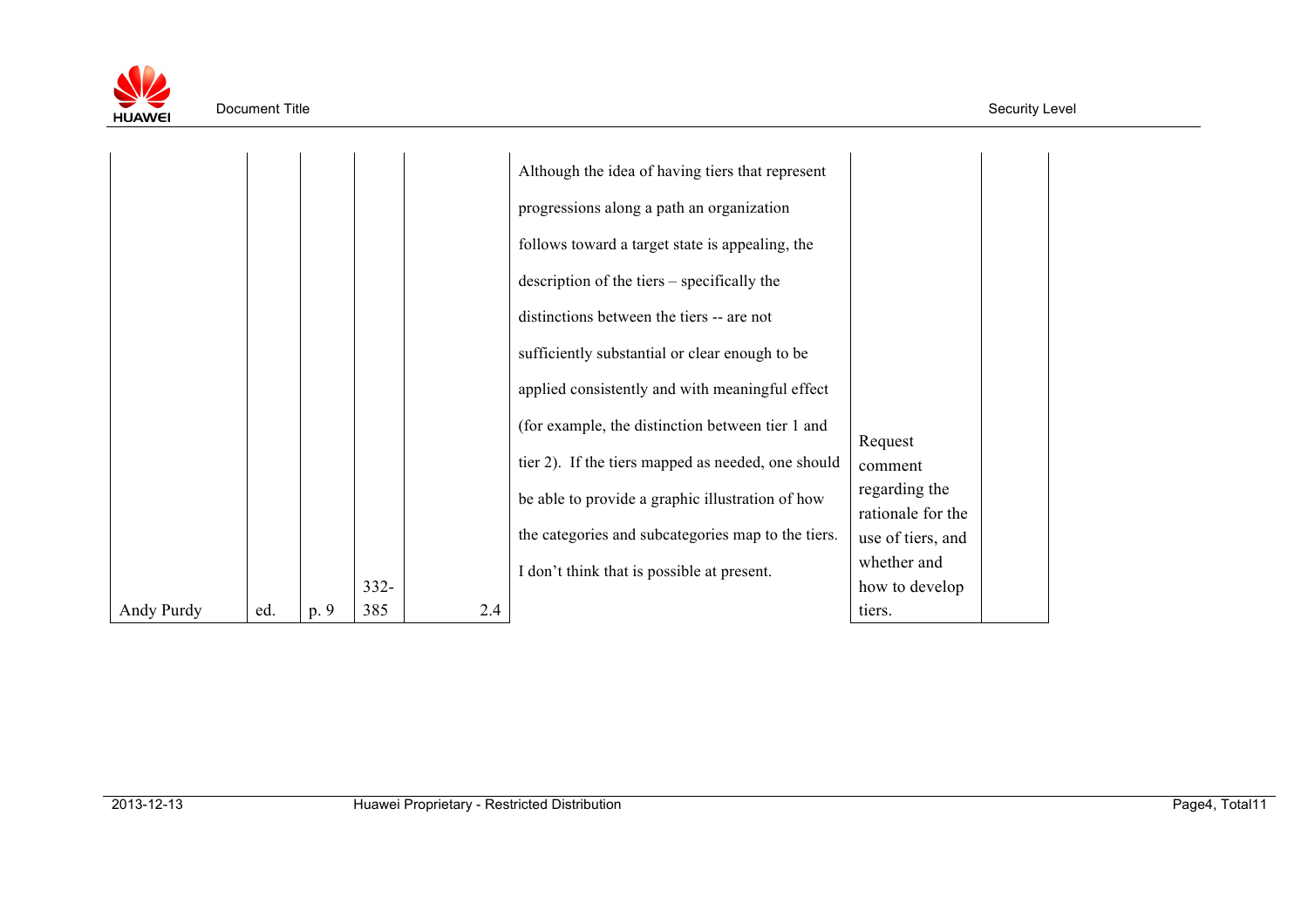| | | | | | | | |
|---|---|---|---|---|---|---|---|
| Andy Purdy | ed. | p. 9 | 332-385 | 2.4 | Although the idea of having tiers that represent progressions along a path an organization follows toward a target state is appealing, the description of the tiers – specifically the distinctions between the tiers -- are not sufficiently substantial or clear enough to be applied consistently and with meaningful effect (for example, the distinction between tier 1 and tier 2). If the tiers mapped as needed, one should be able to provide a graphic illustration of how the categories and subcategories map to the tiers. I don't think that is possible at present. | Request comment regarding the rationale for the use of tiers, and whether and how to develop tiers. | |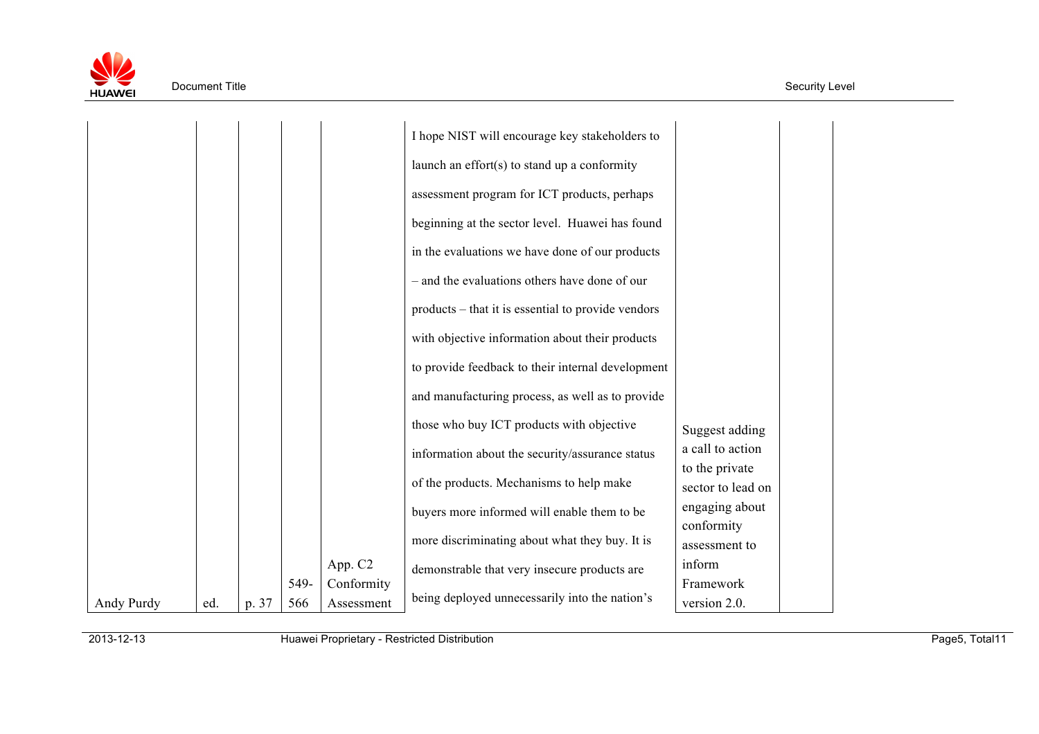| | | | | | | | |
|---|---|---|---|---|---|---|---|
| Andy Purdy | ed. | p. 37 | 549-566 | App. C2 Conformity Assessment | I hope NIST will encourage key stakeholders to launch an effort(s) to stand up a conformity assessment program for ICT products, perhaps beginning at the sector level. Huawei has found in the evaluations we have done of our products – and the evaluations others have done of our products – that it is essential to provide vendors with objective information about their products to provide feedback to their internal development and manufacturing process, as well as to provide those who buy ICT products with objective information about the security/assurance status of the products. Mechanisms to help make buyers more informed will enable them to be more discriminating about what they buy. It is demonstrable that very insecure products are being deployed unnecessarily into the nation's | Suggest adding a call to action to the private sector to lead on engaging about conformity assessment to inform Framework version 2.0. | |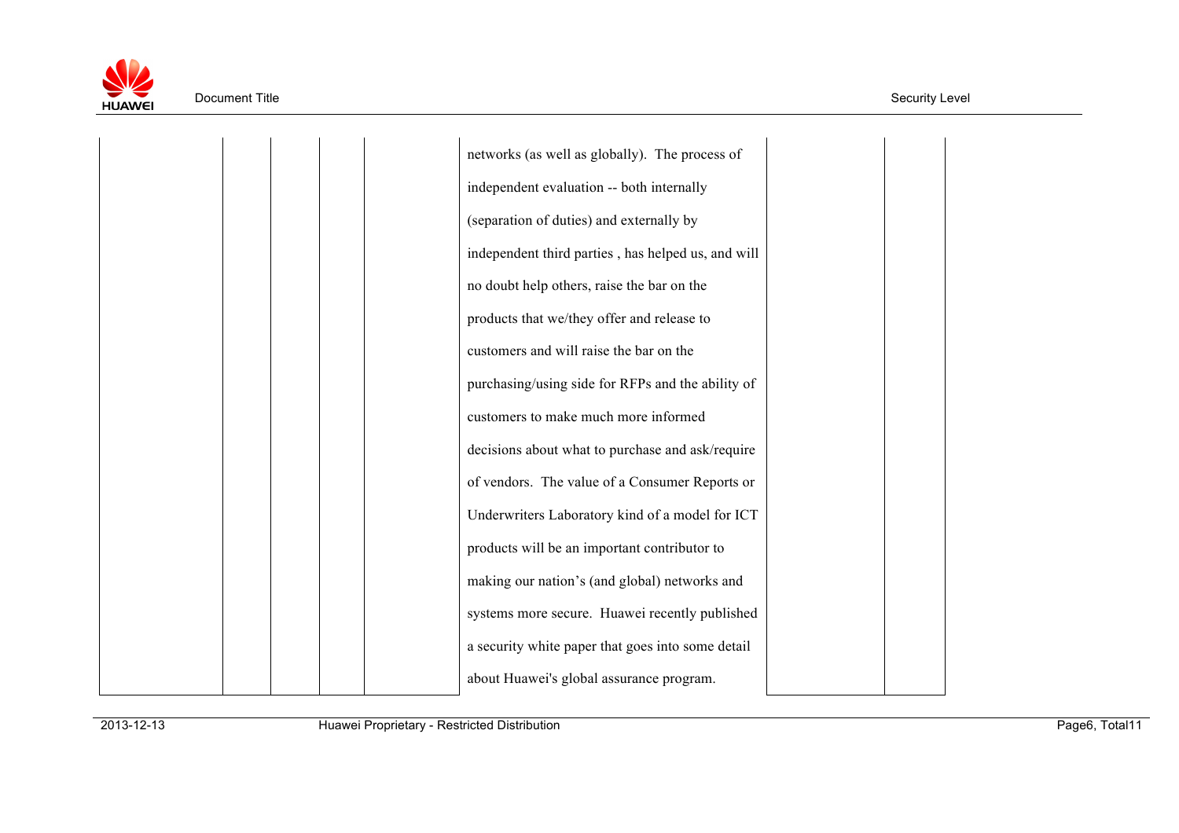| | | | | | | | |
|---|---|---|---|---|---|---|---|
| | | | | | networks (as well as globally). The process of independent evaluation -- both internally (separation of duties) and externally by independent third parties , has helped us, and will no doubt help others, raise the bar on the products that we/they offer and release to customers and will raise the bar on the purchasing/using side for RFPs and the ability of customers to make much more informed decisions about what to purchase and ask/require of vendors. The value of a Consumer Reports or Underwriters Laboratory kind of a model for ICT products will be an important contributor to making our nation's (and global) networks and systems more secure. Huawei recently published a security white paper that goes into some detail about Huawei's global assurance program. | | |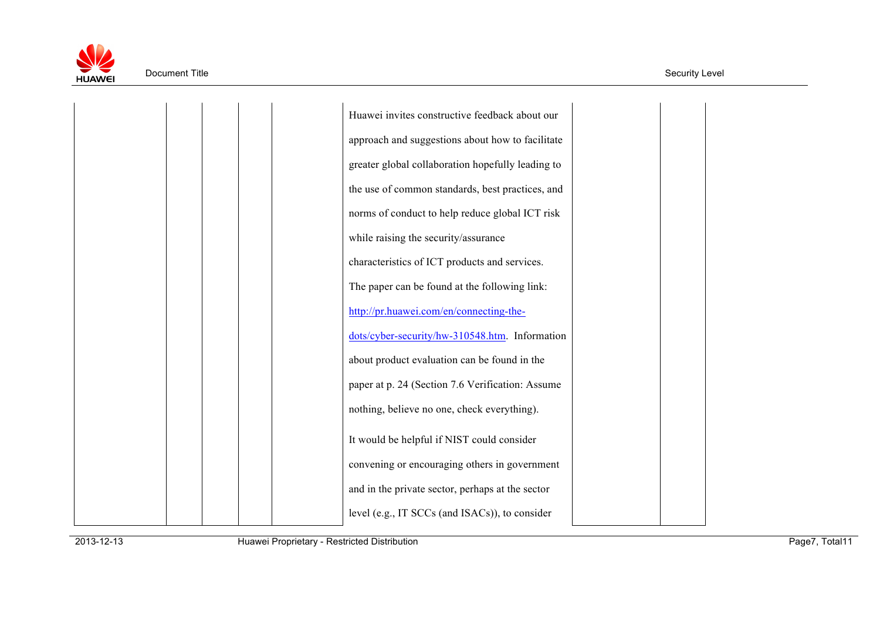|  |  |  |  |  | Huawei invites constructive feedback about our approach and suggestions about how to facilitate greater global collaboration hopefully leading to the use of common standards, best practices, and norms of conduct to help reduce global ICT risk while raising the security/assurance characteristics of ICT products and services. The paper can be found at the following link: http://pr.huawei.com/en/connecting-the-dots/cyber-security/hw-310548.htm. Information about product evaluation can be found in the paper at p. 24 (Section 7.6 Verification: Assume nothing, believe no one, check everything).<br><br>It would be helpful if NIST could consider convening or encouraging others in government and in the private sector, perhaps at the sector level (e.g., IT SCCs (and ISACs)), to consider |  |  |
|---|---|---|---|---|---|---|---|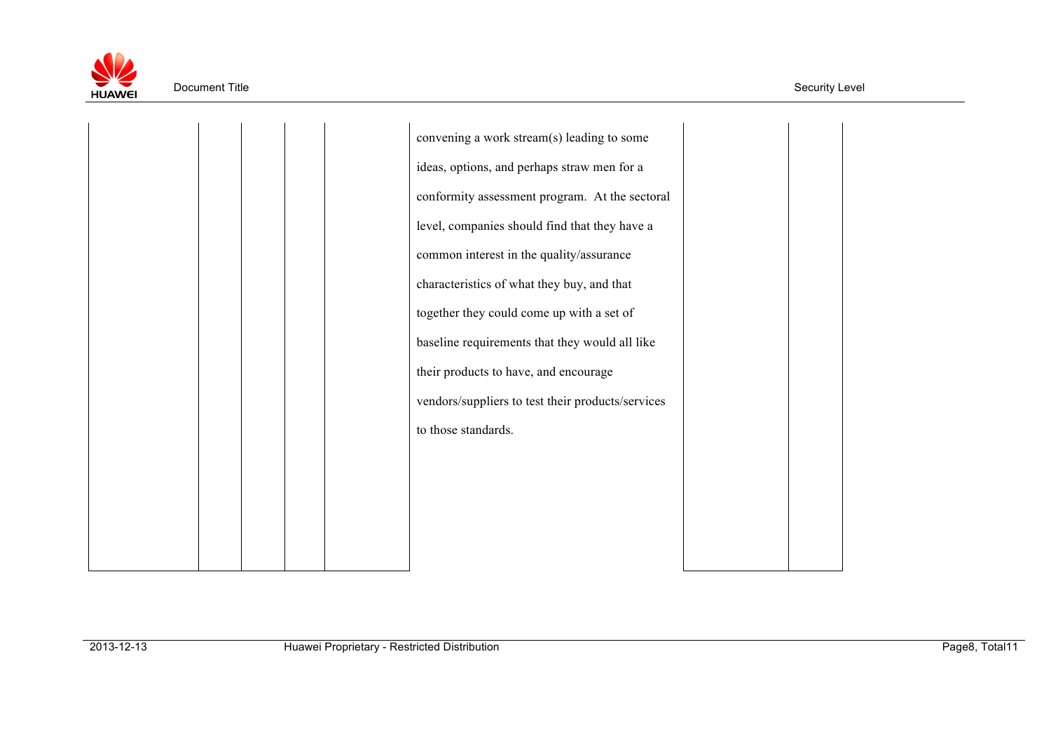|  |  |  |  |  | convening a work stream(s) leading to some ideas, options, and perhaps straw men for a conformity assessment program. At the sectoral level, companies should find that they have a common interest in the quality/assurance characteristics of what they buy, and that together they could come up with a set of baseline requirements that they would all like their products to have, and encourage vendors/suppliers to test their products/services to those standards. |  |  |
|---|---|---|---|---|---|---|---|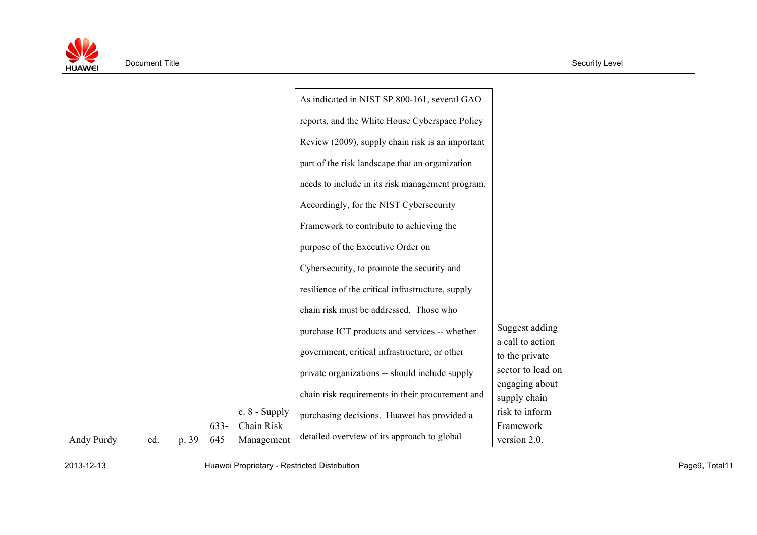| Andy Purdy | ed. | p. 39 | 633-645 | c. 8 - Supply Chain Risk Management | As indicated in NIST SP 800-161, several GAO reports, and the White House Cyberspace Policy Review (2009), supply chain risk is an important part of the risk landscape that an organization needs to include in its risk management program. Accordingly, for the NIST Cybersecurity Framework to contribute to achieving the purpose of the Executive Order on Cybersecurity, to promote the security and resilience of the critical infrastructure, supply chain risk must be addressed. Those who purchase ICT products and services -- whether government, critical infrastructure, or other private organizations -- should include supply chain risk requirements in their procurement and purchasing decisions. Huawei has provided a detailed overview of its approach to global | Suggest adding a call to action to the private sector to lead on engaging about supply chain risk to inform Framework version 2.0. | |
|---|---|---|---|---|---|---|---|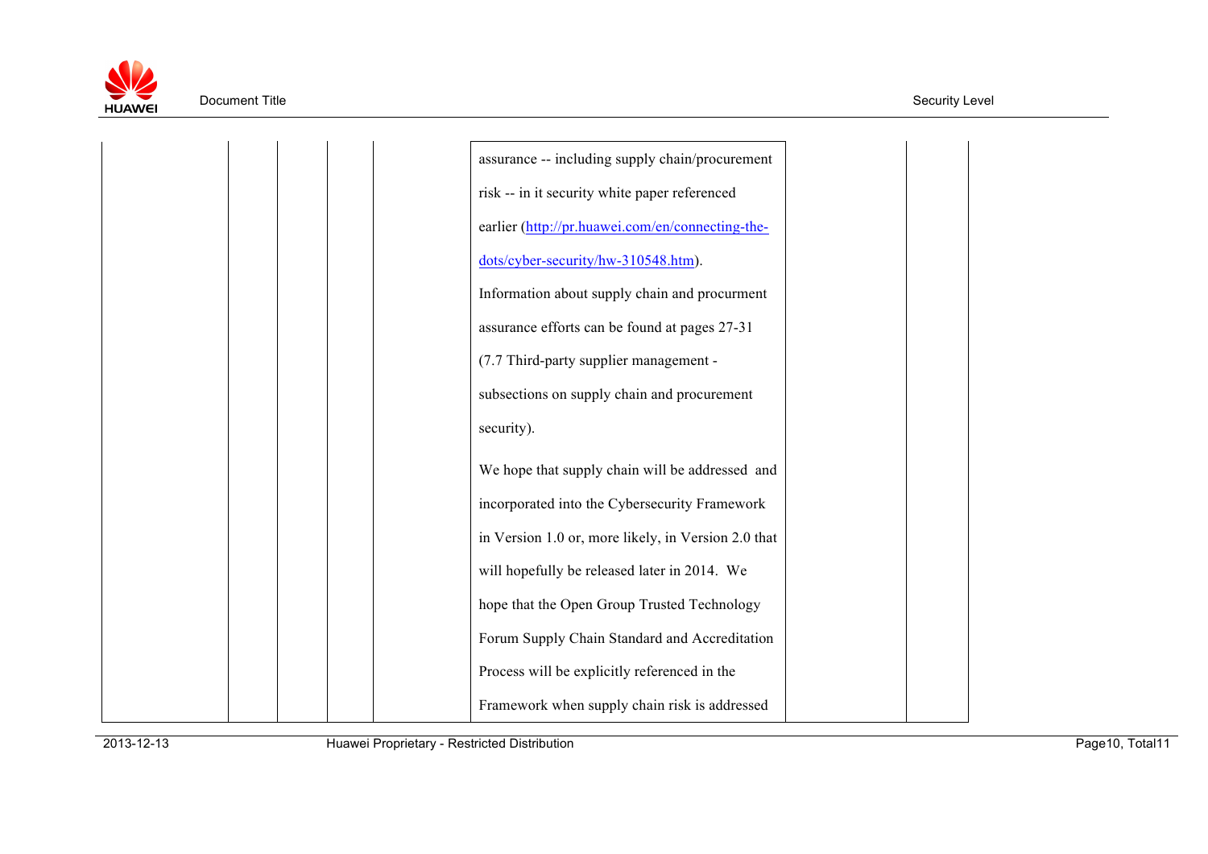|  |  |  |  |  | assurance -- including supply chain/procurement risk -- in it security white paper referenced earlier (http://pr.huawei.com/en/connecting-the-dots/cyber-security/hw-310548.htm). Information about supply chain and procurment assurance efforts can be found at pages 27-31 (7.7 Third-party supplier management - subsections on supply chain and procurement security).<br><br>We hope that supply chain will be addressed and incorporated into the Cybersecurity Framework in Version 1.0 or, more likely, in Version 2.0 that will hopefully be released later in 2014. We hope that the Open Group Trusted Technology Forum Supply Chain Standard and Accreditation Process will be explicitly referenced in the Framework when supply chain risk is addressed |  |  |
|---|---|---|---|---|---|---|---|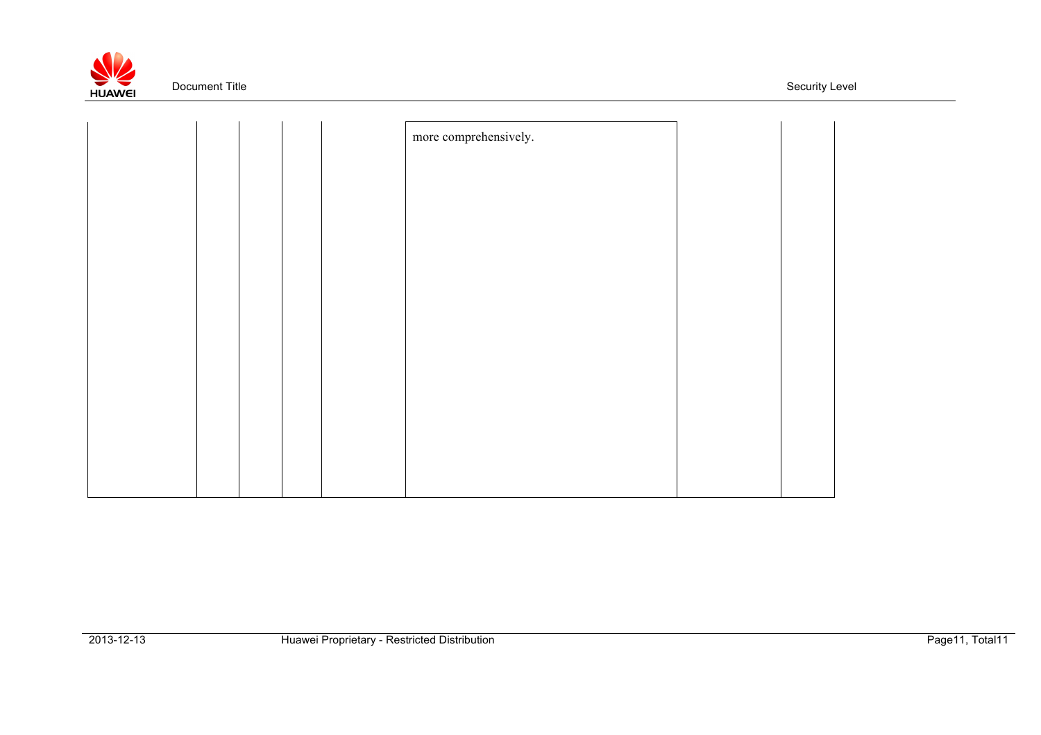| | | | | | | | |
|---|---|---|---|---|---|---|---|
| | | | | | more comprehensively. | | |